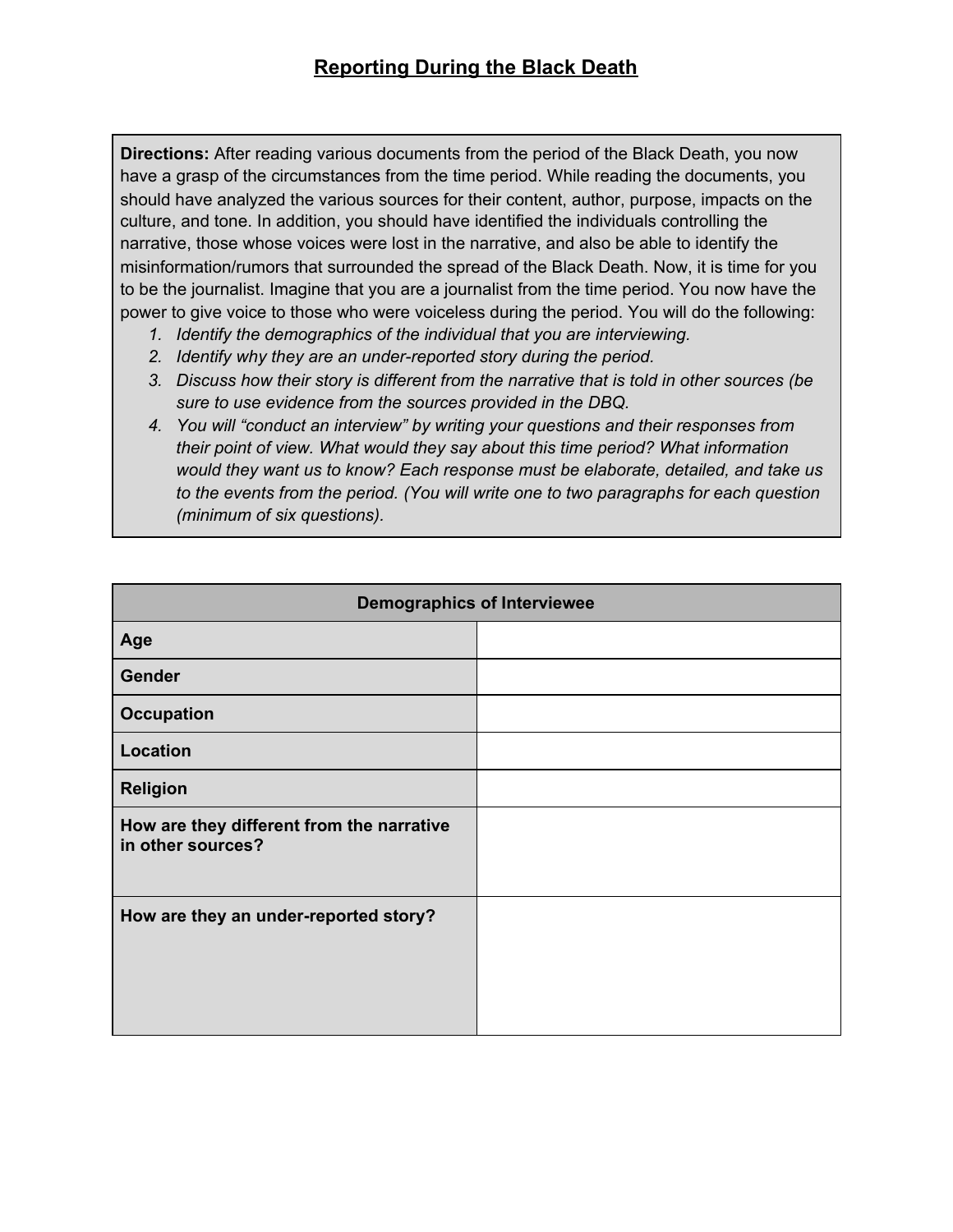# Reporting During the Black Death

**Directions:** After reading various documents from the period of the Black Death, you now have a grasp of the circumstances from the time period. While reading the documents, you should have analyzed the various sources for their content, author, purpose, impacts on the culture, and tone. In addition, you should have identified the individuals controlling the narrative, those whose voices were lost in the narrative, and also be able to identify the misinformation/rumors that surrounded the spread of the Black Death. Now, it is time for you to be the journalist. Imagine that you are a journalist from the time period. You now have the power to give voice to those who were voiceless during the period. You will do the following:

1. *Identify the demographics of the individual that you are interviewing.*
2. *Identify why they are an under-reported story during the period.*
3. *Discuss how their story is different from the narrative that is told in other sources (be sure to use evidence from the sources provided in the DBQ.*
4. *You will "conduct an interview" by writing your questions and their responses from their point of view. What would they say about this time period? What information would they want us to know? Each response must be elaborate, detailed, and take us to the events from the period. (You will write one to two paragraphs for each question (minimum of six questions).*

| Demographics of Interviewee | |
|---|---|
| **Age** | |
| **Gender** | |
| **Occupation** | |
| **Location** | |
| **Religion** | |
| **How are they different from the narrative in other sources?** | |
| **How are they an under-reported story?** | |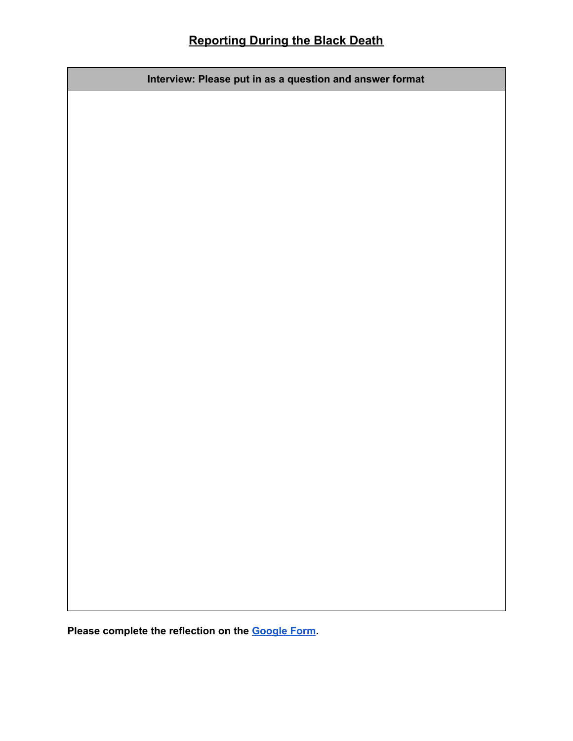## Reporting During the Black Death

| Interview: Please put in as a question and answer format |
| --- |
| |

**Please complete the reflection on the Google Form.**